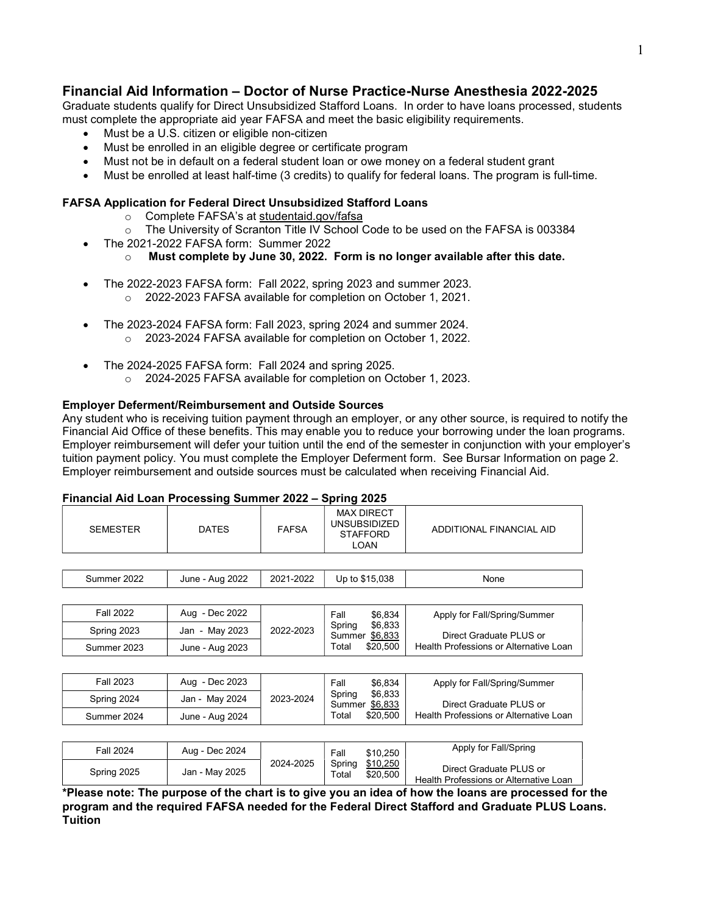## Financial Aid Information – Doctor of Nurse Practice-Nurse Anesthesia 2022-2025

Graduate students qualify for Direct Unsubsidized Stafford Loans. In order to have loans processed, students must complete the appropriate aid year FAFSA and meet the basic eligibility requirements.

- Must be a U.S. citizen or eligible non-citizen
- Must be enrolled in an eligible degree or certificate program
- Must not be in default on a federal student loan or owe money on a federal student grant
- Must be enrolled at least half-time (3 credits) to qualify for federal loans. The program is full-time.

### FAFSA Application for Federal Direct Unsubsidized Stafford Loans

- Complete FAFSA's at studentaid.gov/fafsa
- The University of Scranton Title IV School Code to be used on the FAFSA is 003384

- The 2021-2022 FAFSA form: Summer 2022
  - **Must complete by June 30, 2022. Form is no longer available after this date.**
- The 2022-2023 FAFSA form: Fall 2022, spring 2023 and summer 2023.
  - 2022-2023 FAFSA available for completion on October 1, 2021.
- The 2023-2024 FAFSA form: Fall 2023, spring 2024 and summer 2024.
  - 2023-2024 FAFSA available for completion on October 1, 2022.
- The 2024-2025 FAFSA form: Fall 2024 and spring 2025.
  - 2024-2025 FAFSA available for completion on October 1, 2023.

### Employer Deferment/Reimbursement and Outside Sources

Any student who is receiving tuition payment through an employer, or any other source, is required to notify the Financial Aid Office of these benefits. This may enable you to reduce your borrowing under the loan programs. Employer reimbursement will defer your tuition until the end of the semester in conjunction with your employer's tuition payment policy. You must complete the Employer Deferment form. See Bursar Information on page 2. Employer reimbursement and outside sources must be calculated when receiving Financial Aid.

### Financial Aid Loan Processing Summer 2022 – Spring 2025

| SEMESTER | DATES | FAFSA | MAX DIRECT UNSUBSIDIZED STAFFORD LOAN | ADDITIONAL FINANCIAL AID |
|---|---|---|---|---|
| Summer 2022 | June - Aug 2022 | 2021-2022 | Up to $15,038 | None |
| Fall 2022 | Aug - Dec 2022 | 2022-2023 | Fall $6,834 | Apply for Fall/Spring/Summer |
| Spring 2023 | Jan - May 2023 | | Spring $6,833<br>Summer $6,833 | Direct Graduate PLUS or |
| Summer 2023 | June - Aug 2023 | | Total $20,500 | Health Professions or Alternative Loan |
| Fall 2023 | Aug - Dec 2023 | 2023-2024 | Fall $6,834 | Apply for Fall/Spring/Summer |
| Spring 2024 | Jan - May 2024 | | Spring $6,833<br>Summer $6,833 | Direct Graduate PLUS or |
| Summer 2024 | June - Aug 2024 | | Total $20,500 | Health Professions or Alternative Loan |
| Fall 2024 | Aug - Dec 2024 | 2024-2025 | Fall $10,250 | Apply for Fall/Spring |
| Spring 2025 | Jan - May 2025 | | Spring $10,250<br>Total $20,500 | Direct Graduate PLUS or Health Professions or Alternative Loan |

**\*Please note: The purpose of the chart is to give you an idea of how the loans are processed for the program and the required FAFSA needed for the Federal Direct Stafford and Graduate PLUS Loans. Tuition**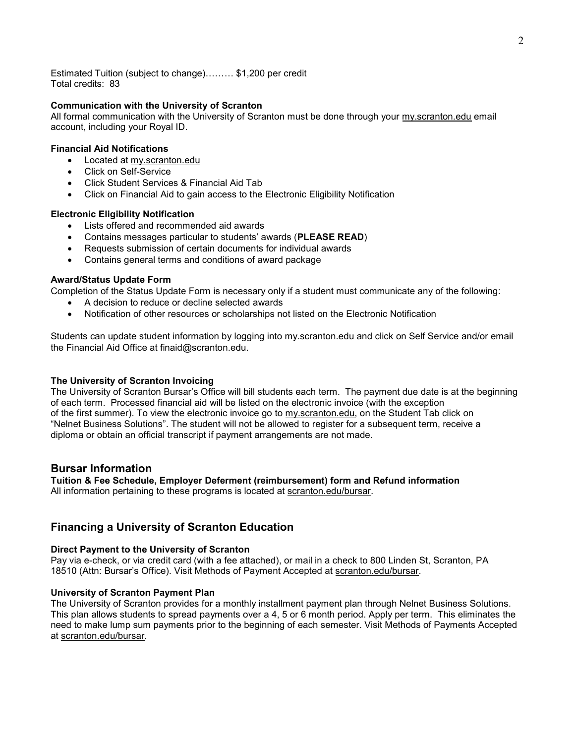Estimated Tuition (subject to change)……… $1,200 per credit
Total credits: 83

**Communication with the University of Scranton**
All formal communication with the University of Scranton must be done through your my.scranton.edu email account, including your Royal ID.

**Financial Aid Notifications**

- Located at my.scranton.edu
- Click on Self-Service
- Click Student Services & Financial Aid Tab
- Click on Financial Aid to gain access to the Electronic Eligibility Notification

**Electronic Eligibility Notification**

- Lists offered and recommended aid awards
- Contains messages particular to students' awards (**PLEASE READ**)
- Requests submission of certain documents for individual awards
- Contains general terms and conditions of award package

**Award/Status Update Form**
Completion of the Status Update Form is necessary only if a student must communicate any of the following:

- A decision to reduce or decline selected awards
- Notification of other resources or scholarships not listed on the Electronic Notification

Students can update student information by logging into my.scranton.edu and click on Self Service and/or email the Financial Aid Office at finaid@scranton.edu.

**The University of Scranton Invoicing**
The University of Scranton Bursar's Office will bill students each term. The payment due date is at the beginning of each term. Processed financial aid will be listed on the electronic invoice (with the exception of the first summer). To view the electronic invoice go to my.scranton.edu, on the Student Tab click on "Nelnet Business Solutions". The student will not be allowed to register for a subsequent term, receive a diploma or obtain an official transcript if payment arrangements are not made.

## Bursar Information

**Tuition & Fee Schedule, Employer Deferment (reimbursement) form and Refund information**
All information pertaining to these programs is located at scranton.edu/bursar.

## Financing a University of Scranton Education

**Direct Payment to the University of Scranton**
Pay via e-check, or via credit card (with a fee attached), or mail in a check to 800 Linden St, Scranton, PA 18510 (Attn: Bursar's Office). Visit Methods of Payment Accepted at scranton.edu/bursar.

**University of Scranton Payment Plan**
The University of Scranton provides for a monthly installment payment plan through Nelnet Business Solutions. This plan allows students to spread payments over a 4, 5 or 6 month period. Apply per term. This eliminates the need to make lump sum payments prior to the beginning of each semester. Visit Methods of Payments Accepted at scranton.edu/bursar.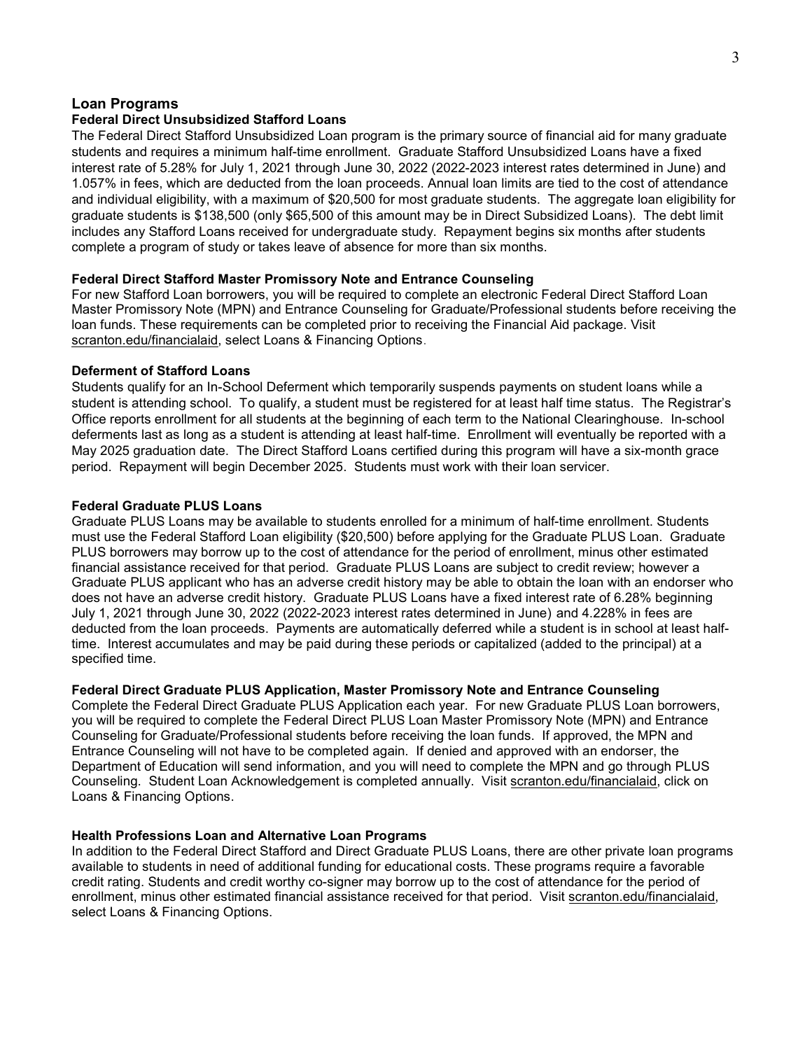## Loan Programs

### Federal Direct Unsubsidized Stafford Loans

The Federal Direct Stafford Unsubsidized Loan program is the primary source of financial aid for many graduate students and requires a minimum half-time enrollment. Graduate Stafford Unsubsidized Loans have a fixed interest rate of 5.28% for July 1, 2021 through June 30, 2022 (2022-2023 interest rates determined in June) and 1.057% in fees, which are deducted from the loan proceeds. Annual loan limits are tied to the cost of attendance and individual eligibility, with a maximum of $20,500 for most graduate students. The aggregate loan eligibility for graduate students is $138,500 (only $65,500 of this amount may be in Direct Subsidized Loans). The debt limit includes any Stafford Loans received for undergraduate study. Repayment begins six months after students complete a program of study or takes leave of absence for more than six months.

### Federal Direct Stafford Master Promissory Note and Entrance Counseling

For new Stafford Loan borrowers, you will be required to complete an electronic Federal Direct Stafford Loan Master Promissory Note (MPN) and Entrance Counseling for Graduate/Professional students before receiving the loan funds. These requirements can be completed prior to receiving the Financial Aid package. Visit scranton.edu/financialaid, select Loans & Financing Options.

### Deferment of Stafford Loans

Students qualify for an In-School Deferment which temporarily suspends payments on student loans while a student is attending school. To qualify, a student must be registered for at least half time status. The Registrar's Office reports enrollment for all students at the beginning of each term to the National Clearinghouse. In-school deferments last as long as a student is attending at least half-time. Enrollment will eventually be reported with a May 2025 graduation date. The Direct Stafford Loans certified during this program will have a six-month grace period. Repayment will begin December 2025. Students must work with their loan servicer.

### Federal Graduate PLUS Loans

Graduate PLUS Loans may be available to students enrolled for a minimum of half-time enrollment. Students must use the Federal Stafford Loan eligibility ($20,500) before applying for the Graduate PLUS Loan. Graduate PLUS borrowers may borrow up to the cost of attendance for the period of enrollment, minus other estimated financial assistance received for that period. Graduate PLUS Loans are subject to credit review; however a Graduate PLUS applicant who has an adverse credit history may be able to obtain the loan with an endorser who does not have an adverse credit history. Graduate PLUS Loans have a fixed interest rate of 6.28% beginning July 1, 2021 through June 30, 2022 (2022-2023 interest rates determined in June) and 4.228% in fees are deducted from the loan proceeds. Payments are automatically deferred while a student is in school at least half-time. Interest accumulates and may be paid during these periods or capitalized (added to the principal) at a specified time.

### Federal Direct Graduate PLUS Application, Master Promissory Note and Entrance Counseling

Complete the Federal Direct Graduate PLUS Application each year. For new Graduate PLUS Loan borrowers, you will be required to complete the Federal Direct PLUS Loan Master Promissory Note (MPN) and Entrance Counseling for Graduate/Professional students before receiving the loan funds. If approved, the MPN and Entrance Counseling will not have to be completed again. If denied and approved with an endorser, the Department of Education will send information, and you will need to complete the MPN and go through PLUS Counseling. Student Loan Acknowledgement is completed annually. Visit scranton.edu/financialaid, click on Loans & Financing Options.

### Health Professions Loan and Alternative Loan Programs

In addition to the Federal Direct Stafford and Direct Graduate PLUS Loans, there are other private loan programs available to students in need of additional funding for educational costs. These programs require a favorable credit rating. Students and credit worthy co-signer may borrow up to the cost of attendance for the period of enrollment, minus other estimated financial assistance received for that period. Visit scranton.edu/financialaid, select Loans & Financing Options.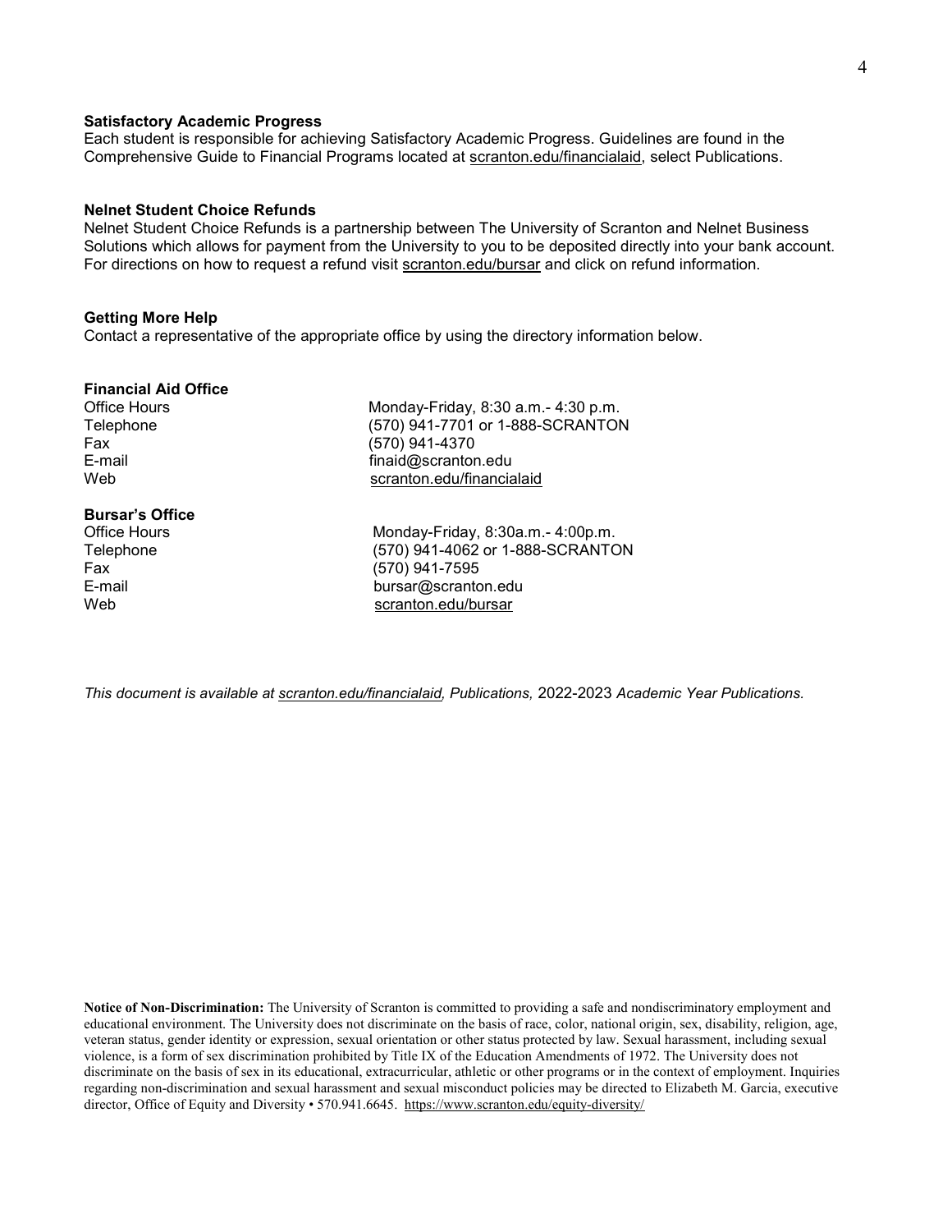**Satisfactory Academic Progress**

Each student is responsible for achieving Satisfactory Academic Progress. Guidelines are found in the Comprehensive Guide to Financial Programs located at scranton.edu/financialaid, select Publications.

**Nelnet Student Choice Refunds**

Nelnet Student Choice Refunds is a partnership between The University of Scranton and Nelnet Business Solutions which allows for payment from the University to you to be deposited directly into your bank account. For directions on how to request a refund visit scranton.edu/bursar and click on refund information.

**Getting More Help**

Contact a representative of the appropriate office by using the directory information below.

**Financial Aid Office**

| | |
|---|---|
| Office Hours | Monday-Friday, 8:30 a.m.- 4:30 p.m. |
| Telephone | (570) 941-7701 or 1-888-SCRANTON |
| Fax | (570) 941-4370 |
| E-mail | finaid@scranton.edu |
| Web | scranton.edu/financialaid |

**Bursar's Office**

| | |
|---|---|
| Office Hours | Monday-Friday, 8:30a.m.- 4:00p.m. |
| Telephone | (570) 941-4062 or 1-888-SCRANTON |
| Fax | (570) 941-7595 |
| E-mail | bursar@scranton.edu |
| Web | scranton.edu/bursar |

*This document is available at scranton.edu/financialaid, Publications,* 2022-2023 *Academic Year Publications.*

**Notice of Non-Discrimination:** The University of Scranton is committed to providing a safe and nondiscriminatory employment and educational environment. The University does not discriminate on the basis of race, color, national origin, sex, disability, religion, age, veteran status, gender identity or expression, sexual orientation or other status protected by law. Sexual harassment, including sexual violence, is a form of sex discrimination prohibited by Title IX of the Education Amendments of 1972. The University does not discriminate on the basis of sex in its educational, extracurricular, athletic or other programs or in the context of employment. Inquiries regarding non-discrimination and sexual harassment and sexual misconduct policies may be directed to Elizabeth M. Garcia, executive director, Office of Equity and Diversity • 570.941.6645. https://www.scranton.edu/equity-diversity/